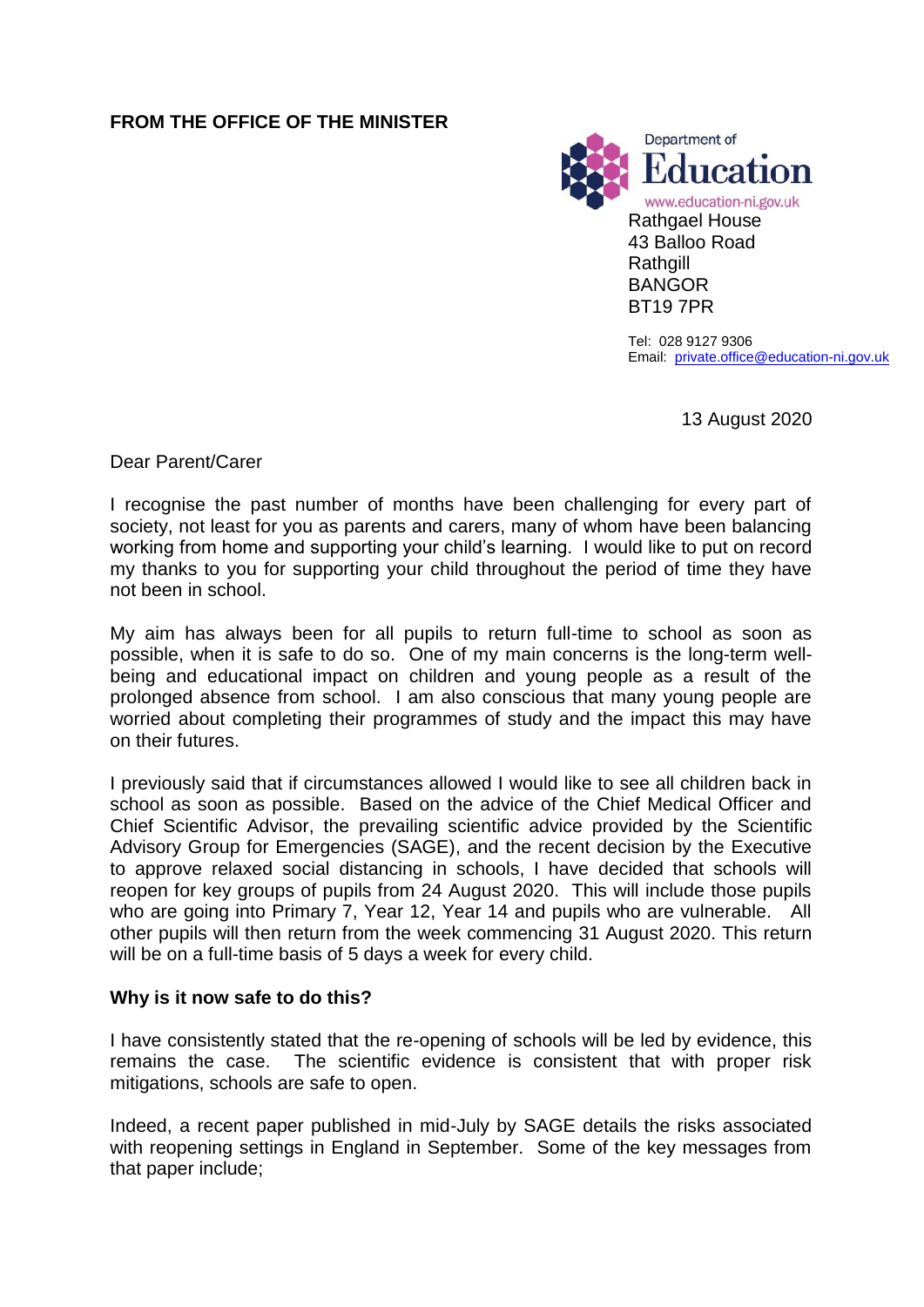**FROM THE OFFICE OF THE MINISTER**

Department of Education
www.education-ni.gov.uk

Rathgael House
43 Balloo Road
Rathgill
BANGOR
BT19 7PR

Tel: 028 9127 9306
Email: private.office@education-ni.gov.uk

13 August 2020

Dear Parent/Carer

I recognise the past number of months have been challenging for every part of society, not least for you as parents and carers, many of whom have been balancing working from home and supporting your child's learning. I would like to put on record my thanks to you for supporting your child throughout the period of time they have not been in school.

My aim has always been for all pupils to return full-time to school as soon as possible, when it is safe to do so. One of my main concerns is the long-term well-being and educational impact on children and young people as a result of the prolonged absence from school. I am also conscious that many young people are worried about completing their programmes of study and the impact this may have on their futures.

I previously said that if circumstances allowed I would like to see all children back in school as soon as possible. Based on the advice of the Chief Medical Officer and Chief Scientific Advisor, the prevailing scientific advice provided by the Scientific Advisory Group for Emergencies (SAGE), and the recent decision by the Executive to approve relaxed social distancing in schools, I have decided that schools will reopen for key groups of pupils from 24 August 2020. This will include those pupils who are going into Primary 7, Year 12, Year 14 and pupils who are vulnerable. All other pupils will then return from the week commencing 31 August 2020. This return will be on a full-time basis of 5 days a week for every child.

**Why is it now safe to do this?**

I have consistently stated that the re-opening of schools will be led by evidence, this remains the case. The scientific evidence is consistent that with proper risk mitigations, schools are safe to open.

Indeed, a recent paper published in mid-July by SAGE details the risks associated with reopening settings in England in September. Some of the key messages from that paper include;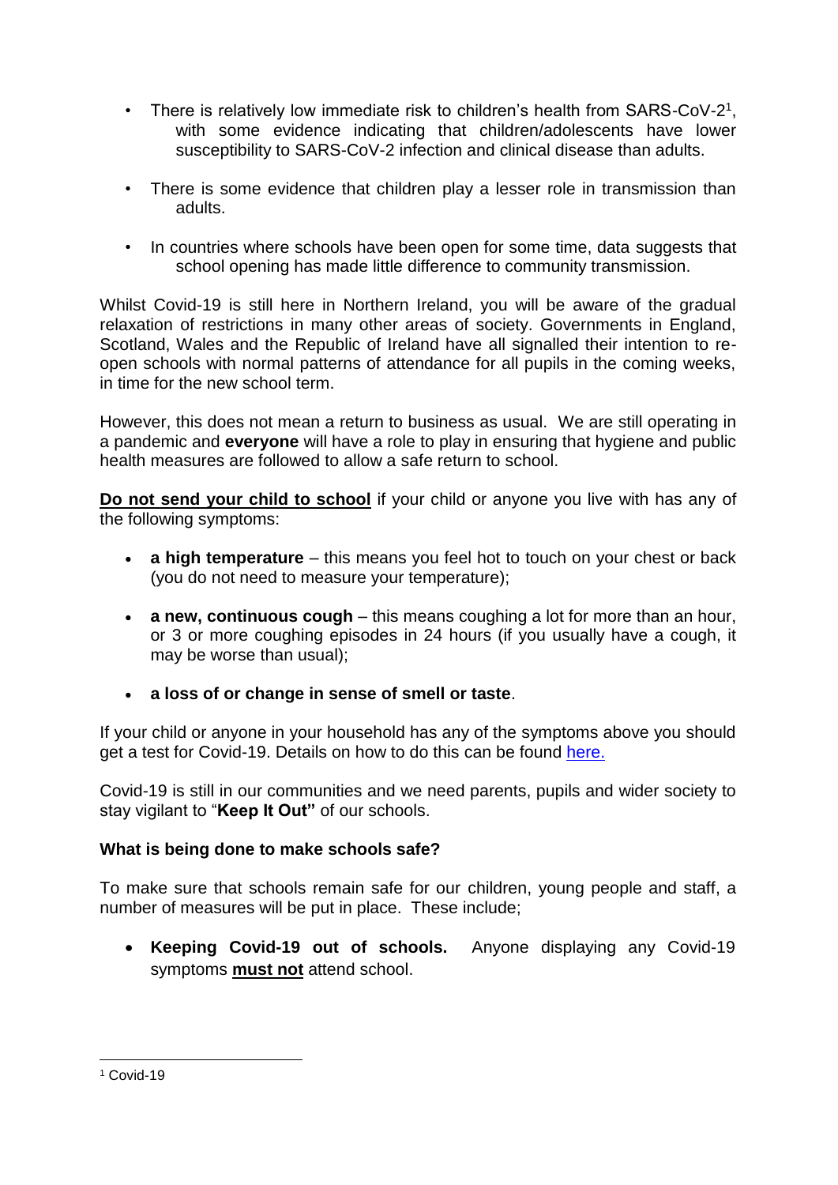- There is relatively low immediate risk to children's health from SARS-CoV-2[1], with some evidence indicating that children/adolescents have lower susceptibility to SARS-CoV-2 infection and clinical disease than adults.

- There is some evidence that children play a lesser role in transmission than adults.

- In countries where schools have been open for some time, data suggests that school opening has made little difference to community transmission.

Whilst Covid-19 is still here in Northern Ireland, you will be aware of the gradual relaxation of restrictions in many other areas of society. Governments in England, Scotland, Wales and the Republic of Ireland have all signalled their intention to re-open schools with normal patterns of attendance for all pupils in the coming weeks, in time for the new school term.

However, this does not mean a return to business as usual. We are still operating in a pandemic and **everyone** will have a role to play in ensuring that hygiene and public health measures are followed to allow a safe return to school.

**<u>Do not send your child to school</u>** if your child or anyone you live with has any of the following symptoms:

- **a high temperature** – this means you feel hot to touch on your chest or back (you do not need to measure your temperature);

- **a new, continuous cough** – this means coughing a lot for more than an hour, or 3 or more coughing episodes in 24 hours (if you usually have a cough, it may be worse than usual);

- **a loss of or change in sense of smell or taste**.

If your child or anyone in your household has any of the symptoms above you should get a test for Covid-19. Details on how to do this can be found [here.]()

Covid-19 is still in our communities and we need parents, pupils and wider society to stay vigilant to "**Keep It Out"** of our schools.

**What is being done to make schools safe?**

To make sure that schools remain safe for our children, young people and staff, a number of measures will be put in place. These include;

- **Keeping Covid-19 out of schools.** Anyone displaying any Covid-19 symptoms **<u>must not</u>** attend school.

---

[1] Covid-19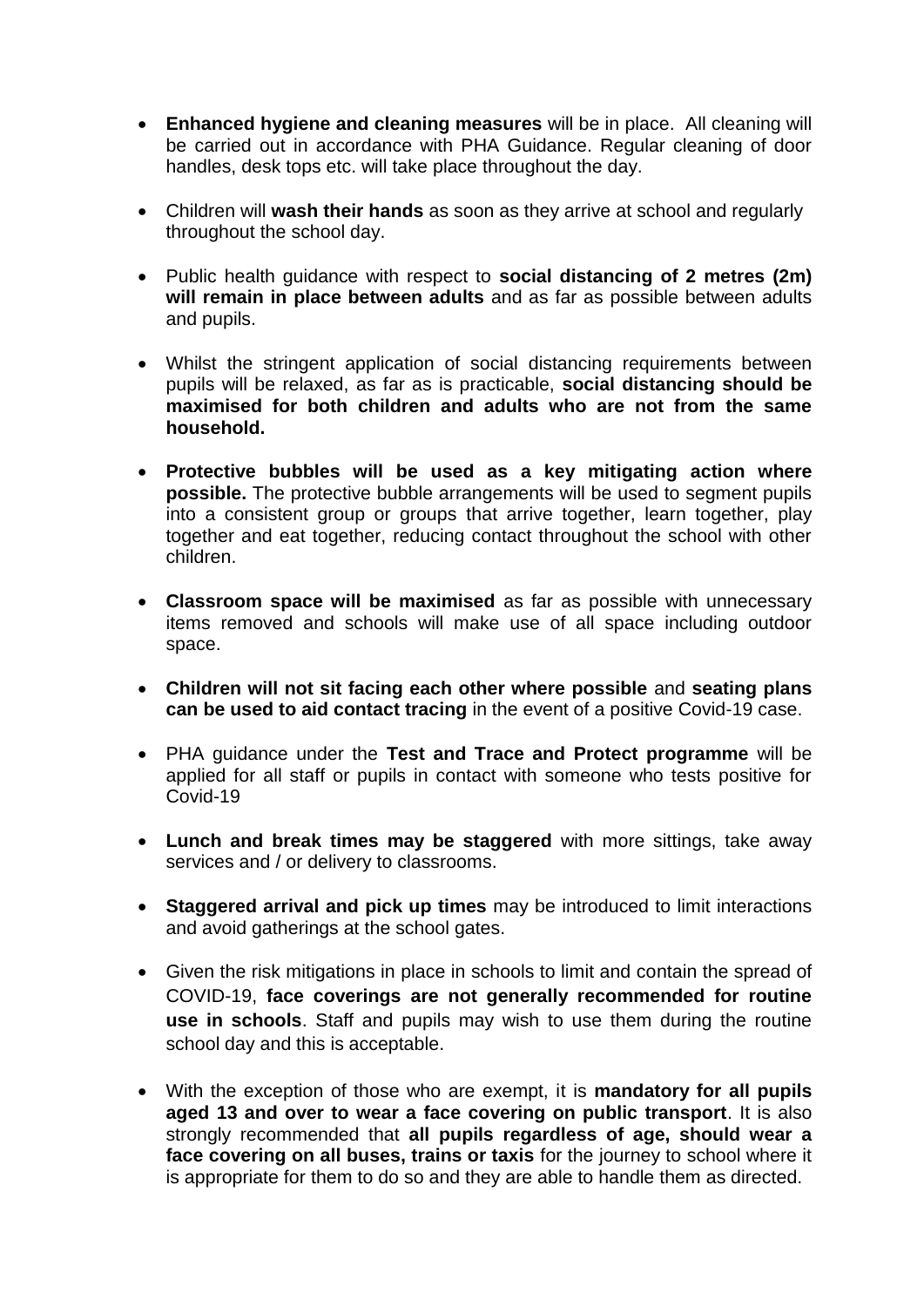- **Enhanced hygiene and cleaning measures** will be in place. All cleaning will be carried out in accordance with PHA Guidance. Regular cleaning of door handles, desk tops etc. will take place throughout the day.

- Children will **wash their hands** as soon as they arrive at school and regularly throughout the school day.

- Public health guidance with respect to **social distancing of 2 metres (2m) will remain in place between adults** and as far as possible between adults and pupils.

- Whilst the stringent application of social distancing requirements between pupils will be relaxed, as far as is practicable, **social distancing should be maximised for both children and adults who are not from the same household.**

- **Protective bubbles will be used as a key mitigating action where possible.** The protective bubble arrangements will be used to segment pupils into a consistent group or groups that arrive together, learn together, play together and eat together, reducing contact throughout the school with other children.

- **Classroom space will be maximised** as far as possible with unnecessary items removed and schools will make use of all space including outdoor space.

- **Children will not sit facing each other where possible** and **seating plans can be used to aid contact tracing** in the event of a positive Covid-19 case.

- PHA guidance under the **Test and Trace and Protect programme** will be applied for all staff or pupils in contact with someone who tests positive for Covid-19

- **Lunch and break times may be staggered** with more sittings, take away services and / or delivery to classrooms.

- **Staggered arrival and pick up times** may be introduced to limit interactions and avoid gatherings at the school gates.

- Given the risk mitigations in place in schools to limit and contain the spread of COVID-19, **face coverings are not generally recommended for routine use in schools**. Staff and pupils may wish to use them during the routine school day and this is acceptable.

- With the exception of those who are exempt, it is **mandatory for all pupils aged 13 and over to wear a face covering on public transport**. It is also strongly recommended that **all pupils regardless of age, should wear a face covering on all buses, trains or taxis** for the journey to school where it is appropriate for them to do so and they are able to handle them as directed.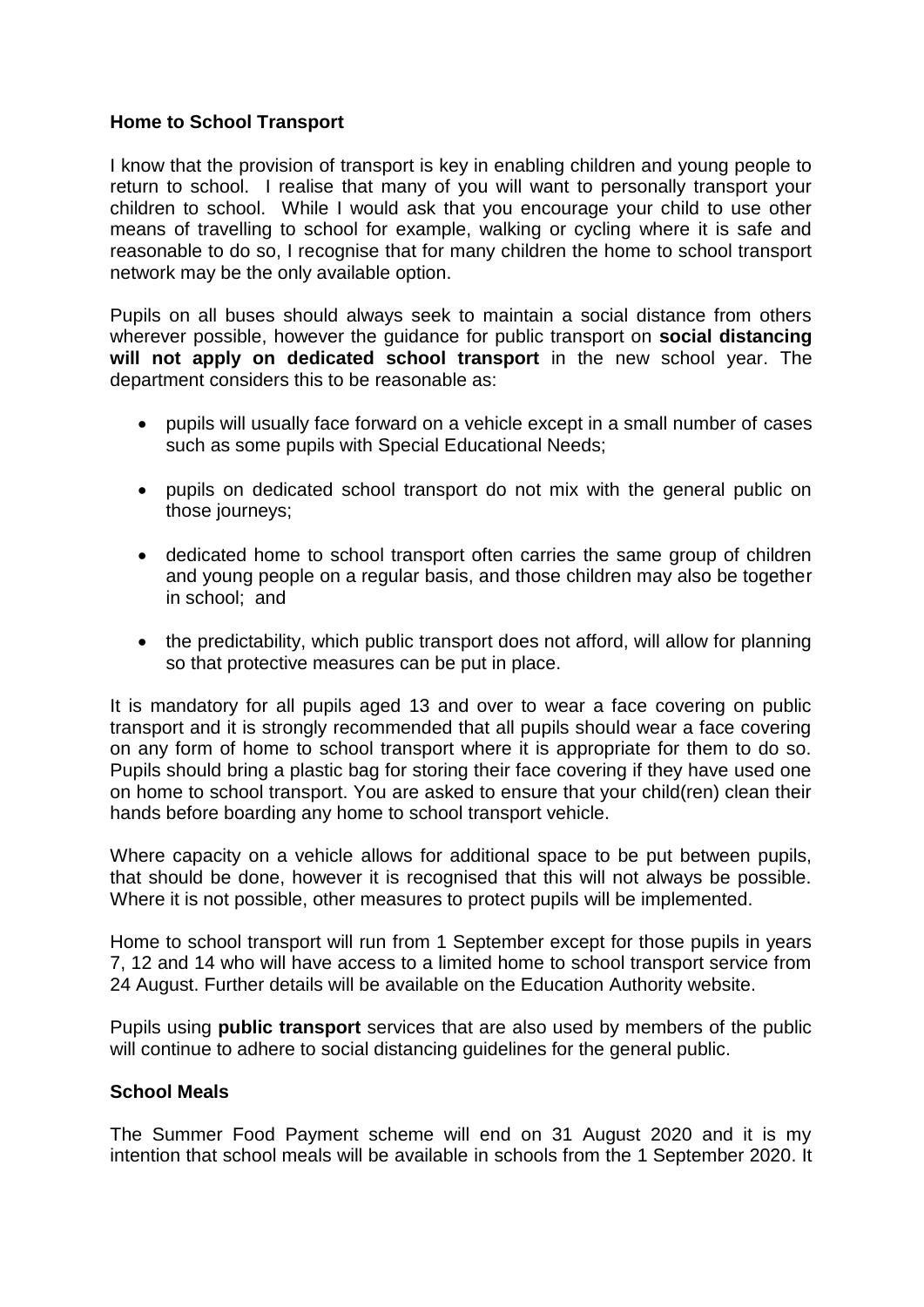**Home to School Transport**

I know that the provision of transport is key in enabling children and young people to return to school. I realise that many of you will want to personally transport your children to school. While I would ask that you encourage your child to use other means of travelling to school for example, walking or cycling where it is safe and reasonable to do so, I recognise that for many children the home to school transport network may be the only available option.

Pupils on all buses should always seek to maintain a social distance from others wherever possible, however the guidance for public transport on **social distancing will not apply on dedicated school transport** in the new school year. The department considers this to be reasonable as:

- pupils will usually face forward on a vehicle except in a small number of cases such as some pupils with Special Educational Needs;
- pupils on dedicated school transport do not mix with the general public on those journeys;
- dedicated home to school transport often carries the same group of children and young people on a regular basis, and those children may also be together in school; and
- the predictability, which public transport does not afford, will allow for planning so that protective measures can be put in place.

It is mandatory for all pupils aged 13 and over to wear a face covering on public transport and it is strongly recommended that all pupils should wear a face covering on any form of home to school transport where it is appropriate for them to do so. Pupils should bring a plastic bag for storing their face covering if they have used one on home to school transport. You are asked to ensure that your child(ren) clean their hands before boarding any home to school transport vehicle.

Where capacity on a vehicle allows for additional space to be put between pupils, that should be done, however it is recognised that this will not always be possible. Where it is not possible, other measures to protect pupils will be implemented.

Home to school transport will run from 1 September except for those pupils in years 7, 12 and 14 who will have access to a limited home to school transport service from 24 August. Further details will be available on the Education Authority website.

Pupils using **public transport** services that are also used by members of the public will continue to adhere to social distancing guidelines for the general public.

**School Meals**

The Summer Food Payment scheme will end on 31 August 2020 and it is my intention that school meals will be available in schools from the 1 September 2020. It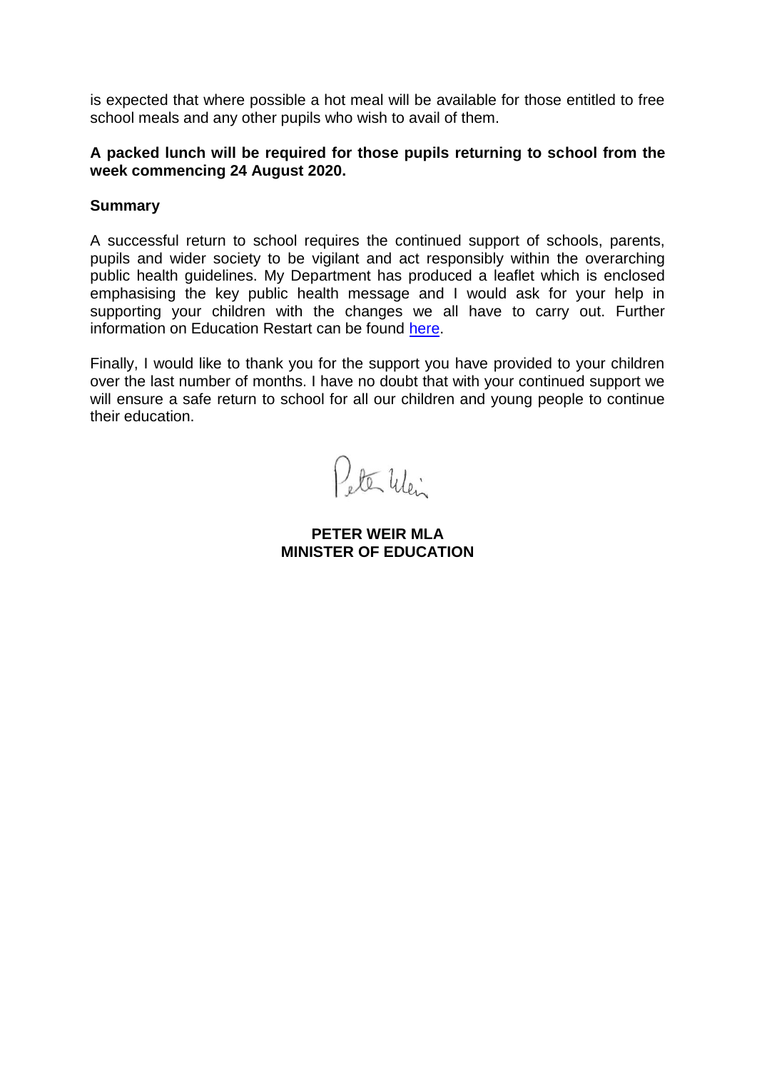is expected that where possible a hot meal will be available for those entitled to free school meals and any other pupils who wish to avail of them.

**A packed lunch will be required for those pupils returning to school from the week commencing 24 August 2020.**

**Summary**

A successful return to school requires the continued support of schools, parents, pupils and wider society to be vigilant and act responsibly within the overarching public health guidelines. My Department has produced a leaflet which is enclosed emphasising the key public health message and I would ask for your help in supporting your children with the changes we all have to carry out. Further information on Education Restart can be found [here](#).

Finally, I would like to thank you for the support you have provided to your children over the last number of months. I have no doubt that with your continued support we will ensure a safe return to school for all our children and young people to continue their education.

**PETER WEIR MLA**
**MINISTER OF EDUCATION**